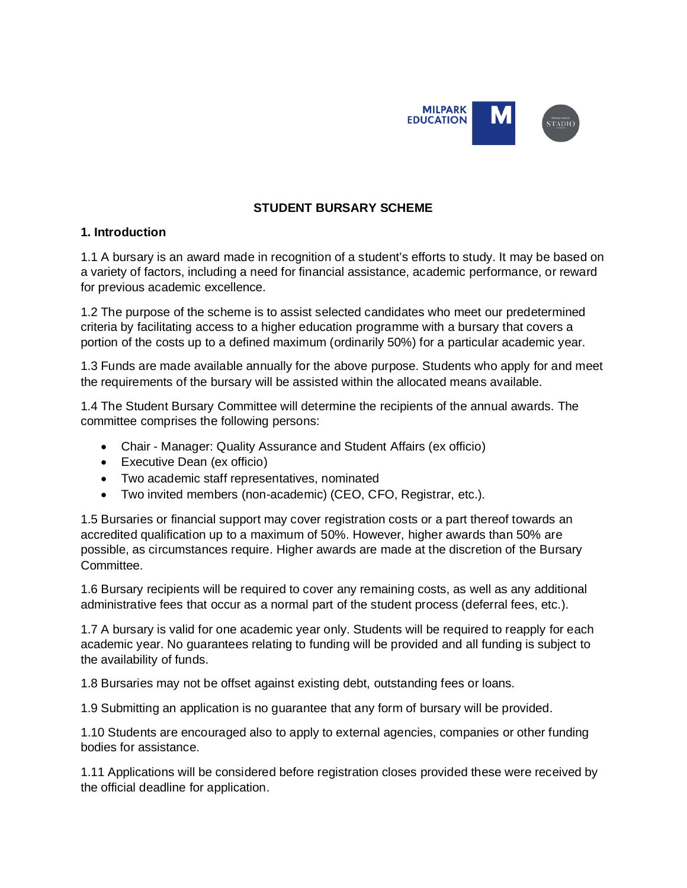# STUDENT BURSARY SCHEME

## 1. Introduction

1.1 A bursary is an award made in recognition of a student's efforts to study. It may be based on a variety of factors, including a need for financial assistance, academic performance, or reward for previous academic excellence.

1.2 The purpose of the scheme is to assist selected candidates who meet our predetermined criteria by facilitating access to a higher education programme with a bursary that covers a portion of the costs up to a defined maximum (ordinarily 50%) for a particular academic year.

1.3 Funds are made available annually for the above purpose. Students who apply for and meet the requirements of the bursary will be assisted within the allocated means available.

1.4 The Student Bursary Committee will determine the recipients of the annual awards. The committee comprises the following persons:

- Chair - Manager: Quality Assurance and Student Affairs (ex officio)
- Executive Dean (ex officio)
- Two academic staff representatives, nominated
- Two invited members (non-academic) (CEO, CFO, Registrar, etc.).

1.5 Bursaries or financial support may cover registration costs or a part thereof towards an accredited qualification up to a maximum of 50%. However, higher awards than 50% are possible, as circumstances require. Higher awards are made at the discretion of the Bursary Committee.

1.6 Bursary recipients will be required to cover any remaining costs, as well as any additional administrative fees that occur as a normal part of the student process (deferral fees, etc.).

1.7 A bursary is valid for one academic year only. Students will be required to reapply for each academic year. No guarantees relating to funding will be provided and all funding is subject to the availability of funds.

1.8 Bursaries may not be offset against existing debt, outstanding fees or loans.

1.9 Submitting an application is no guarantee that any form of bursary will be provided.

1.10 Students are encouraged also to apply to external agencies, companies or other funding bodies for assistance.

1.11 Applications will be considered before registration closes provided these were received by the official deadline for application.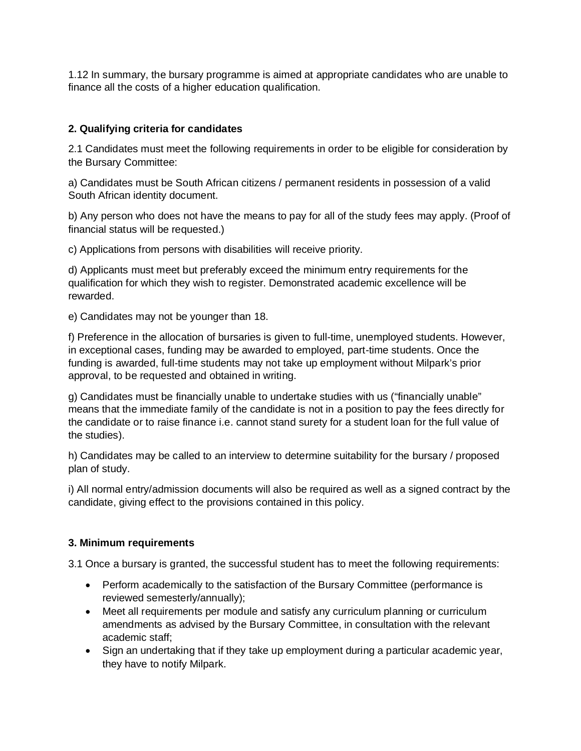1.12 In summary, the bursary programme is aimed at appropriate candidates who are unable to finance all the costs of a higher education qualification.

## 2. Qualifying criteria for candidates

2.1 Candidates must meet the following requirements in order to be eligible for consideration by the Bursary Committee:

a) Candidates must be South African citizens / permanent residents in possession of a valid South African identity document.

b) Any person who does not have the means to pay for all of the study fees may apply. (Proof of financial status will be requested.)

c) Applications from persons with disabilities will receive priority.

d) Applicants must meet but preferably exceed the minimum entry requirements for the qualification for which they wish to register. Demonstrated academic excellence will be rewarded.

e) Candidates may not be younger than 18.

f) Preference in the allocation of bursaries is given to full-time, unemployed students. However, in exceptional cases, funding may be awarded to employed, part-time students. Once the funding is awarded, full-time students may not take up employment without Milpark's prior approval, to be requested and obtained in writing.

g) Candidates must be financially unable to undertake studies with us ("financially unable" means that the immediate family of the candidate is not in a position to pay the fees directly for the candidate or to raise finance i.e. cannot stand surety for a student loan for the full value of the studies).

h) Candidates may be called to an interview to determine suitability for the bursary / proposed plan of study.

i) All normal entry/admission documents will also be required as well as a signed contract by the candidate, giving effect to the provisions contained in this policy.

## 3. Minimum requirements

3.1 Once a bursary is granted, the successful student has to meet the following requirements:

- Perform academically to the satisfaction of the Bursary Committee (performance is reviewed semesterly/annually);
- Meet all requirements per module and satisfy any curriculum planning or curriculum amendments as advised by the Bursary Committee, in consultation with the relevant academic staff;
- Sign an undertaking that if they take up employment during a particular academic year, they have to notify Milpark.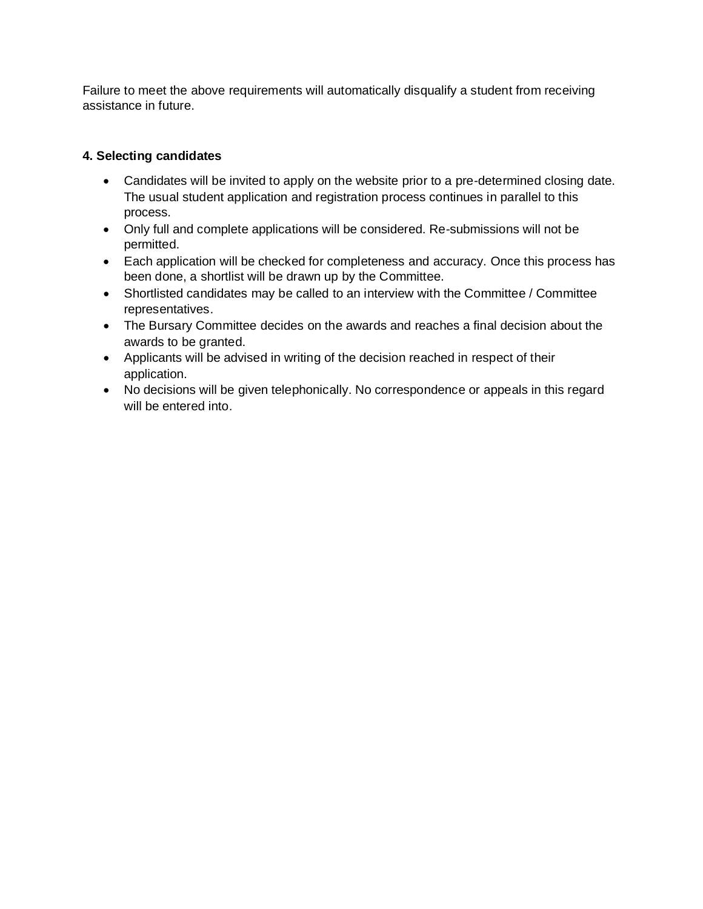Failure to meet the above requirements will automatically disqualify a student from receiving assistance in future.

**4. Selecting candidates**

- Candidates will be invited to apply on the website prior to a pre-determined closing date. The usual student application and registration process continues in parallel to this process.
- Only full and complete applications will be considered. Re-submissions will not be permitted.
- Each application will be checked for completeness and accuracy. Once this process has been done, a shortlist will be drawn up by the Committee.
- Shortlisted candidates may be called to an interview with the Committee / Committee representatives.
- The Bursary Committee decides on the awards and reaches a final decision about the awards to be granted.
- Applicants will be advised in writing of the decision reached in respect of their application.
- No decisions will be given telephonically. No correspondence or appeals in this regard will be entered into.